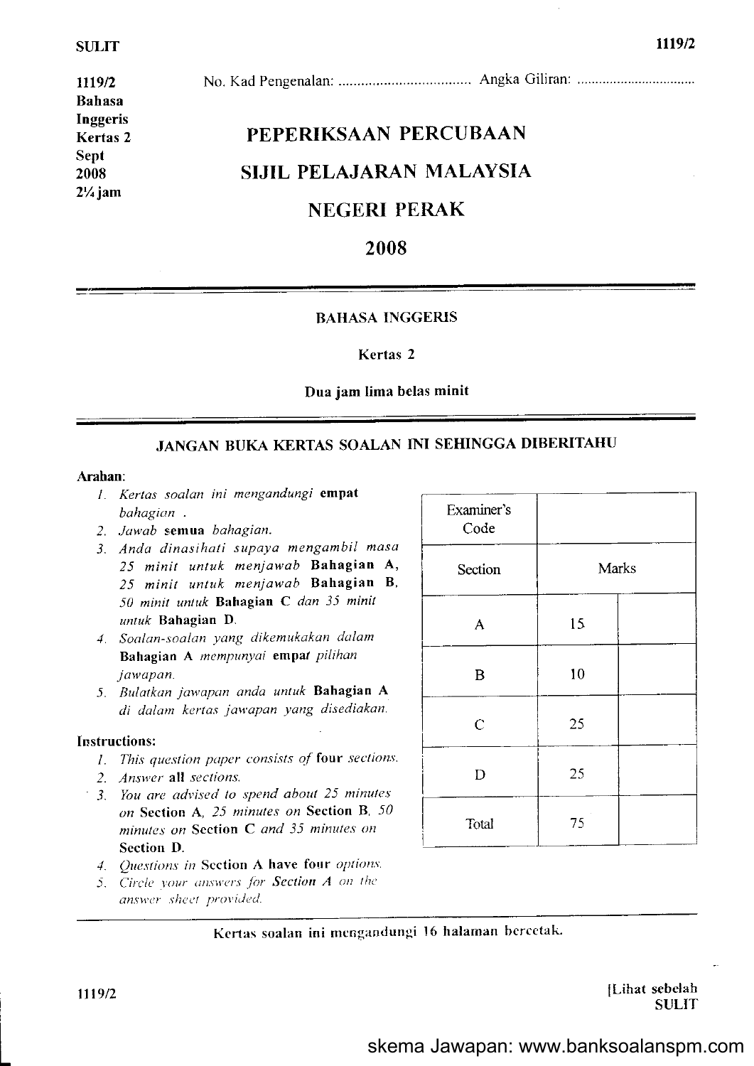SULIT

1119/2
Bahasa Inggeris
Kertas 2
Sept
2008
2¼ jam

No. Kad Pengenalan: .................................. Angka Giliran: ................................

# PEPERIKSAAN PERCUBAAN

# SIJIL PELAJARAN MALAYSIA

# NEGERI PERAK

# 2008

**BAHASA INGGERIS**

**Kertas 2**

**Dua jam lima belas minit**

**JANGAN BUKA KERTAS SOALAN INI SEHINGGA DIBERITAHU**

**Arahan:**

1. *Kertas soalan ini mengandungi* **empat** *bahagian .*
2. *Jawab* **semua** *bahagian.*
3. *Anda dinasihati supaya mengambil masa 25 minit untuk menjawab* **Bahagian A**, *25 minit untuk menjawab* **Bahagian B**, *50 minit untuk* **Bahagian C** *dan 35 minit untuk* **Bahagian D**.
4. *Soalan-soalan yang dikemukakan dalam* **Bahagian A** *mempunyai* **empat** *pilihan jawapan.*
5. *Bulatkan jawapan anda untuk* **Bahagian A** *di dalam kertas jawapan yang disediakan.*

**Instructions:**

1. *This question paper consists of* **four** *sections.*
2. *Answer* **all** *sections.*
3. *You are advised to spend about 25 minutes on* **Section A**, *25 minutes on* **Section B**, *50 minutes on* **Section C** *and 35 minutes on* **Section D**.
4. *Questions in* **Section A have four** *options.*
5. *Circle your answers for* **Section A** *on the answer sheet provided.*

| Examiner's Code | | |
|---|---|---|
| Section | Marks | |
| A | 15 | |
| B | 10 | |
| C | 25 | |
| D | 25 | |
| Total | 75 | |

**Kertas soalan ini mengandungi 16 halaman bercetak.**

[Lihat sebelah
SULIT

skema Jawapan: www.banksoalanspm.com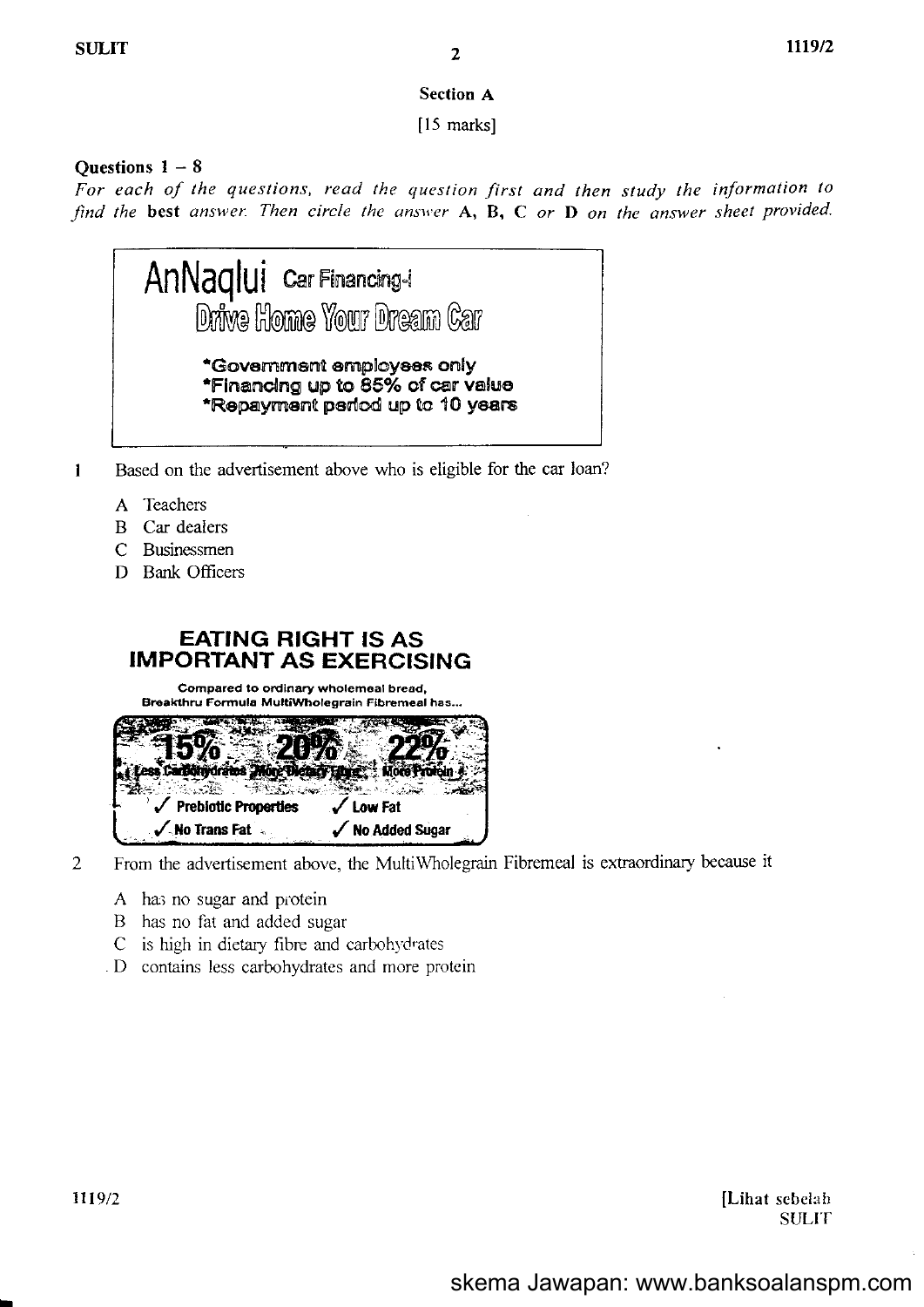## Section A

[15 marks]

**Questions 1 – 8**

*For each of the questions, read the question first and then study the information to find the* **best** *answer. Then circle the answer* **A, B, C** *or* **D** *on the answer sheet provided.*

> **AnNaqlui** Car Financing-i
> Drive Home Your Dream Car
>
> *Government employees only
> *Financing up to 85% of car value
> *Repayment period up to 10 years

1 Based on the advertisement above who is eligible for the car loan?

- A Teachers
- B Car dealers
- C Businessmen
- D Bank Officers

> **EATING RIGHT IS AS IMPORTANT AS EXERCISING**
>
> Compared to ordinary wholemeal bread, Breakthru Formula MultiWholegrain Fibremeal has...
>
> 15% Less Carbohydrates 20% More Dietary Fibre 22% More Protein
>
> ✓ Prebiotic Properties ✓ Low Fat
> ✓ No Trans Fat ✓ No Added Sugar

2 From the advertisement above, the MultiWholegrain Fibremeal is extraordinary because it

- A has no sugar and protein
- B has no fat and added sugar
- C is high in dietary fibre and carbohydrates
- D contains less carbohydrates and more protein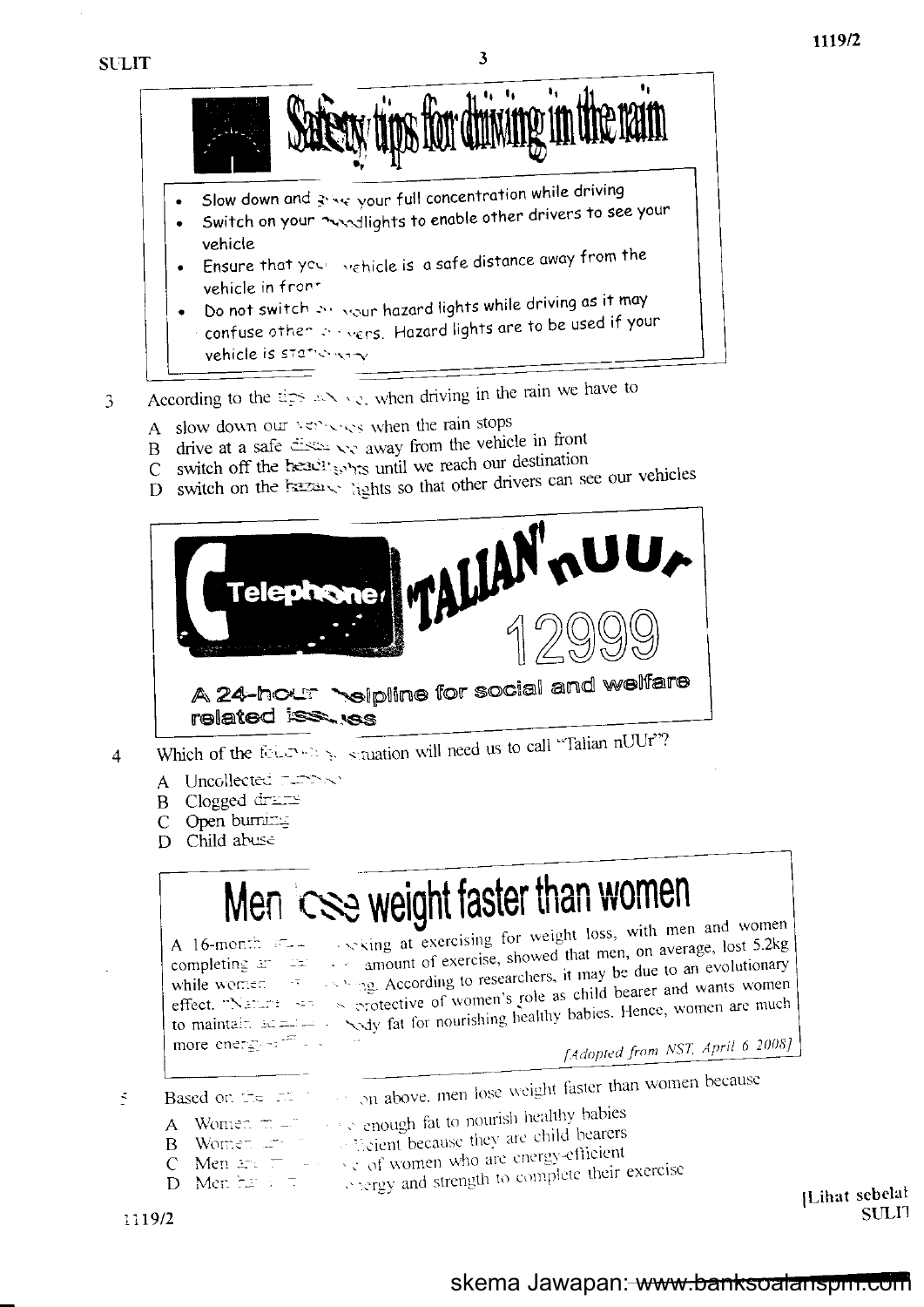# Safety tips for driving in the rain

- Slow down and give your full concentration while driving
- Switch on your headlights to enable other drivers to see your vehicle
- Ensure that your vehicle is a safe distance away from the vehicle in front
- Do not switch on your hazard lights while driving as it may confuse other drivers. Hazard lights are to be used if your vehicle is stationary

3 According to the tips above, when driving in the rain we have to

A slow down our vehicles when the rain stops
B drive at a safe distance away from the vehicle in front
C switch off the headlights until we reach our destination
D switch on the hazard lights so that other drivers can see our vehicles

**Telephone TALIAN nUUr**

**12999**

**A 24-hour helpline for social and welfare related issues**

4 Which of the following situation will need us to call "Talian nUUr"?

A Uncollected rubbish
B Clogged drains
C Open burning
D Child abuse

# Men lose weight faster than women

A 16-month study looking at exercising for weight loss, with men and women completing an identical amount of exercise, showed that men, on average, lost 5.2kg while women did not lose anything. According to researchers, it may be due to an evolutionary effect. "Nature is very protective of women's role as child bearer and wants women to maintain a certain body fat for nourishing healthy babies. Hence, women are much more energy-efficient."

*[Adopted from NST, April 6 2008]*

5 Based on the information above, men lose weight faster than women because

A Women need to have enough fat to nourish healthy babies
B Women are more efficient because they are child bearers
C Men are more protective of women who are energy-efficient
D Men have more energy and strength to complete their exercise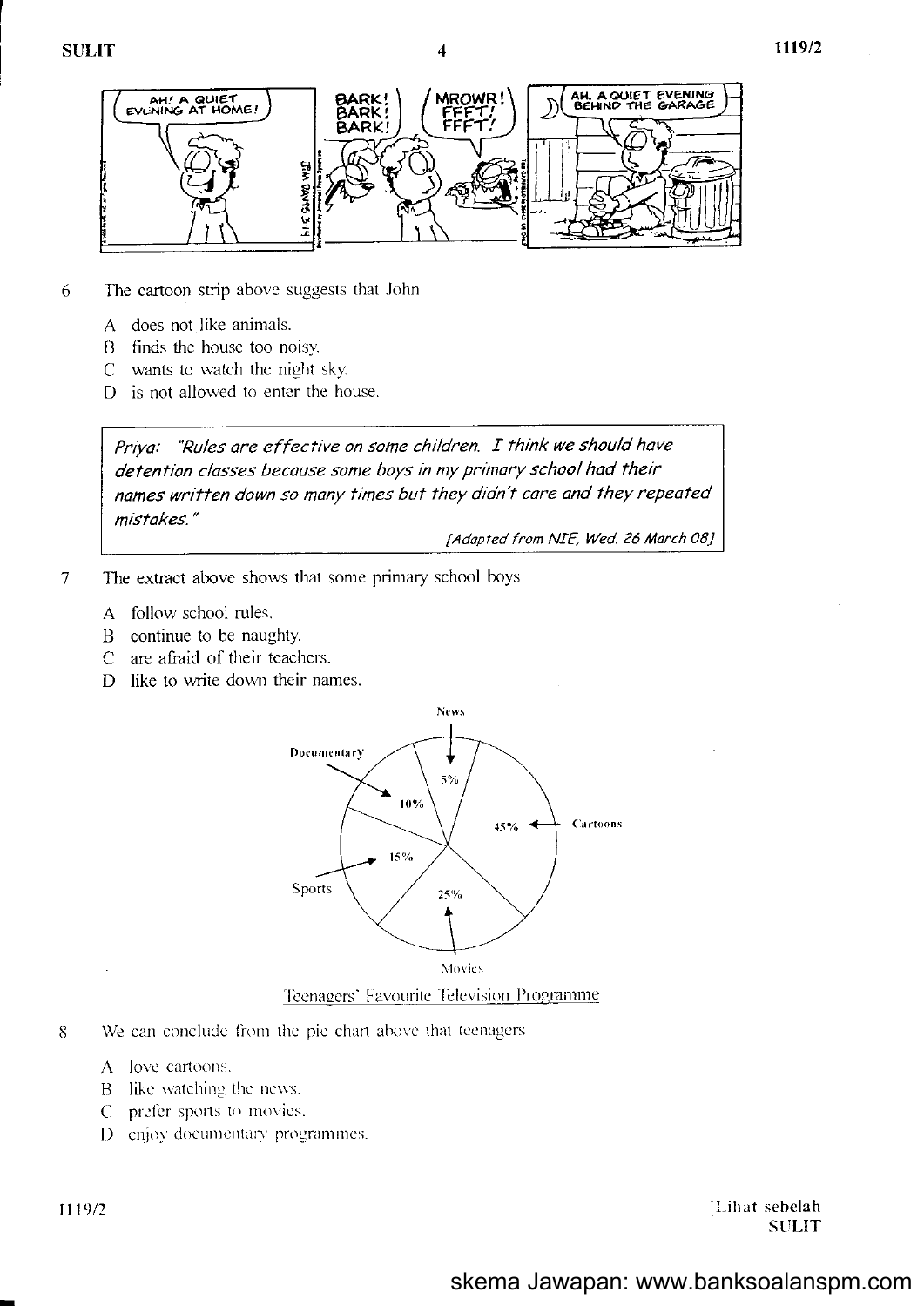AH! A QUIET EVENING AT HOME!

BARK! BARK! BARK!

MROWR! FFFT! FFFT!

AH, A QUIET EVENING BEHIND THE GARAGE

6 The cartoon strip above suggests that John

A does not like animals.
B finds the house too noisy.
C wants to watch the night sky.
D is not allowed to enter the house.

> *Priya: "Rules are effective on some children. I think we should have detention classes because some boys in my primary school had their names written down so many times but they didn't care and they repeated mistakes."*
>
> *[Adapted from NIE, Wed. 26 March 08]*

7 The extract above shows that some primary school boys

A follow school rules.
B continue to be naughty.
C are afraid of their teachers.
D like to write down their names.

| Programme | Percentage |
| --- | --- |
| News | 5% |
| Cartoons | 45% |
| Movies | 25% |
| Sports | 15% |
| Documentary | 10% |

Teenagers' Favourite Television Programme

8 We can conclude from the pie chart above that teenagers

A love cartoons.
B like watching the news.
C prefer sports to movies.
D enjoy documentary programmes.

skema Jawapan: www.banksoalanspm.com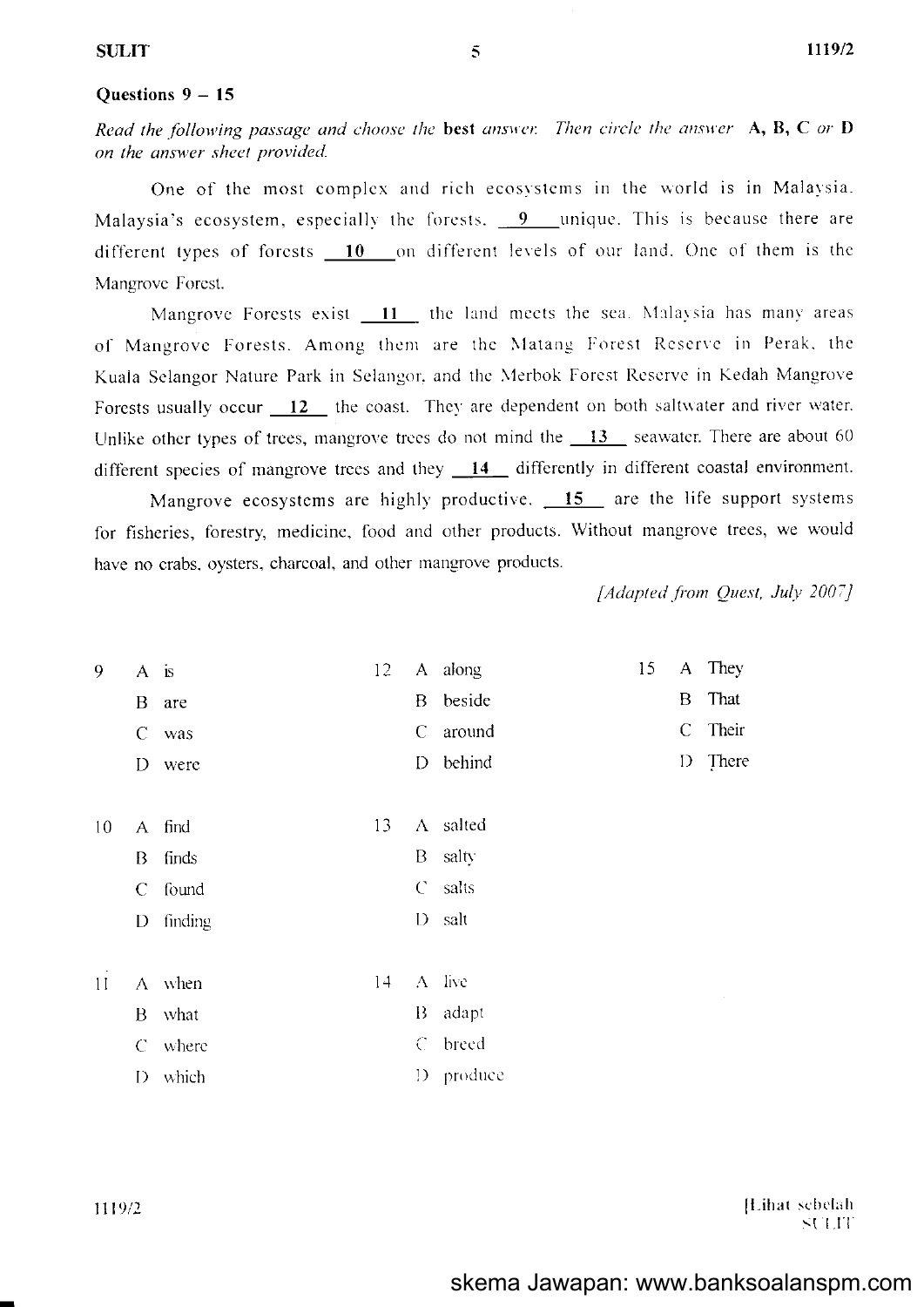**Questions 9 – 15**

*Read the following passage and choose the* **best** *answer. Then circle the answer* **A, B, C** *or* **D** *on the answer sheet provided.*

One of the most complex and rich ecosystems in the world is in Malaysia. Malaysia's ecosystem, especially the forests, __9__ unique. This is because there are different types of forests __10__ on different levels of our land. One of them is the Mangrove Forest.

Mangrove Forests exist __11__ the land meets the sea. Malaysia has many areas of Mangrove Forests. Among them are the Matang Forest Reserve in Perak, the Kuala Selangor Nature Park in Selangor, and the Merbok Forest Reserve in Kedah Mangrove Forests usually occur __12__ the coast. They are dependent on both saltwater and river water. Unlike other types of trees, mangrove trees do not mind the __13__ seawater. There are about 60 different species of mangrove trees and they __14__ differently in different coastal environment.

Mangrove ecosystems are highly productive. __15__ are the life support systems for fisheries, forestry, medicine, food and other products. Without mangrove trees, we would have no crabs, oysters, charcoal, and other mangrove products.

*[Adapted from Quest, July 2007]*

9
- A is
- B are
- C was
- D were

10
- A find
- B finds
- C found
- D finding

11
- A when
- B what
- C where
- D which

12
- A along
- B beside
- C around
- D behind

13
- A salted
- B salty
- C salts
- D salt

14
- A live
- B adapt
- C breed
- D produce

15
- A They
- B That
- C Their
- D There

skema Jawapan: www.banksoalanspm.com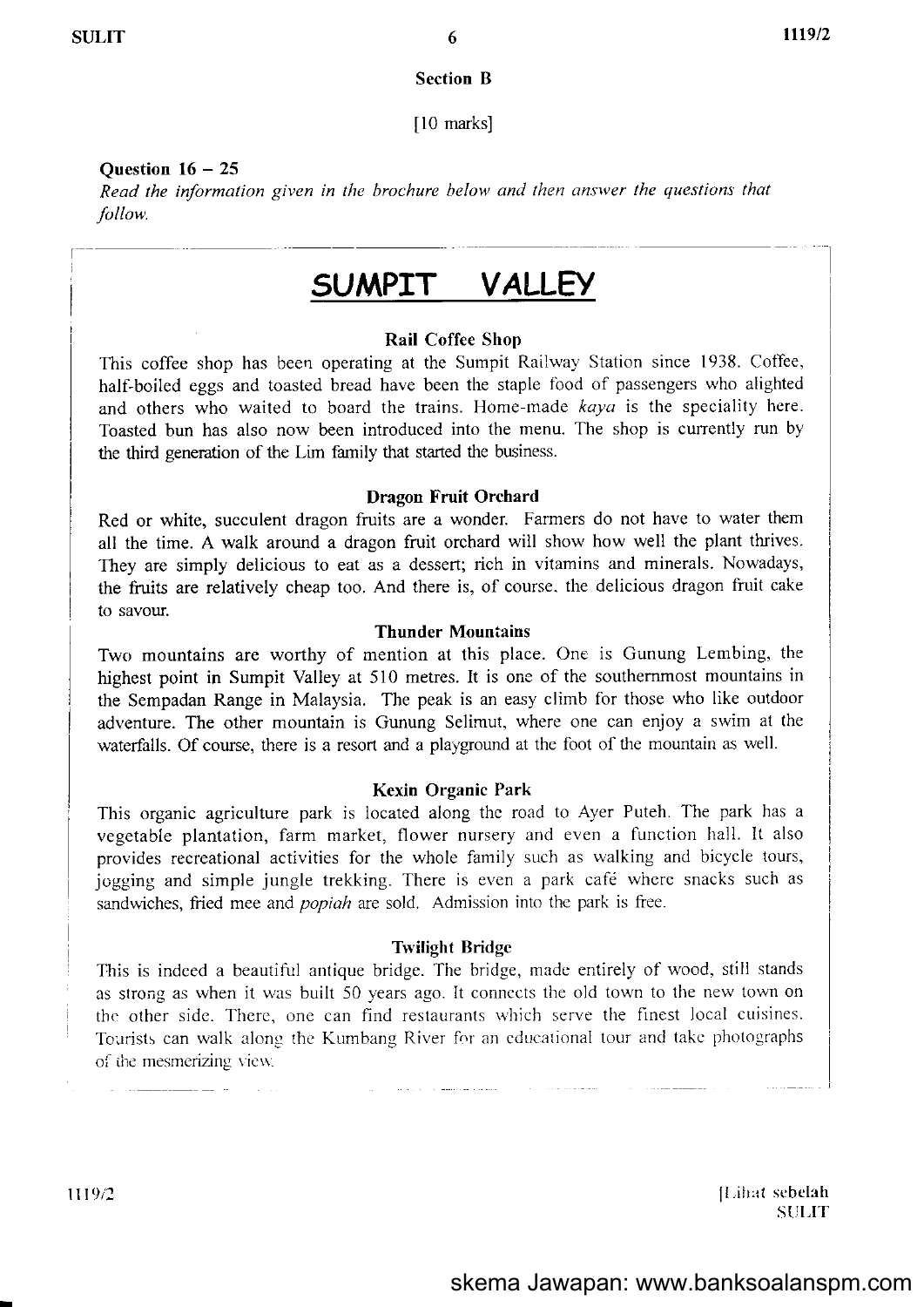## Section B

[10 marks]

**Question 16 – 25**

*Read the information given in the brochure below and then answer the questions that follow.*

# SUMPIT VALLEY

### Rail Coffee Shop

This coffee shop has been operating at the Sumpit Railway Station since 1938. Coffee, half-boiled eggs and toasted bread have been the staple food of passengers who alighted and others who waited to board the trains. Home-made *kaya* is the speciality here. Toasted bun has also now been introduced into the menu. The shop is currently run by the third generation of the Lim family that started the business.

### Dragon Fruit Orchard

Red or white, succulent dragon fruits are a wonder. Farmers do not have to water them all the time. A walk around a dragon fruit orchard will show how well the plant thrives. They are simply delicious to eat as a dessert; rich in vitamins and minerals. Nowadays, the fruits are relatively cheap too. And there is, of course, the delicious dragon fruit cake to savour.

### Thunder Mountains

Two mountains are worthy of mention at this place. One is Gunung Lembing, the highest point in Sumpit Valley at 510 metres. It is one of the southernmost mountains in the Sempadan Range in Malaysia. The peak is an easy climb for those who like outdoor adventure. The other mountain is Gunung Selimut, where one can enjoy a swim at the waterfalls. Of course, there is a resort and a playground at the foot of the mountain as well.

### Kexin Organic Park

This organic agriculture park is located along the road to Ayer Puteh. The park has a vegetable plantation, farm market, flower nursery and even a function hall. It also provides recreational activities for the whole family such as walking and bicycle tours, jogging and simple jungle trekking. There is even a park café where snacks such as sandwiches, fried mee and *popiah* are sold. Admission into the park is free.

### Twilight Bridge

This is indeed a beautiful antique bridge. The bridge, made entirely of wood, still stands as strong as when it was built 50 years ago. It connects the old town to the new town on the other side. There, one can find restaurants which serve the finest local cuisines. Tourists can walk along the Kumbang River for an educational tour and take photographs of the mesmerizing view.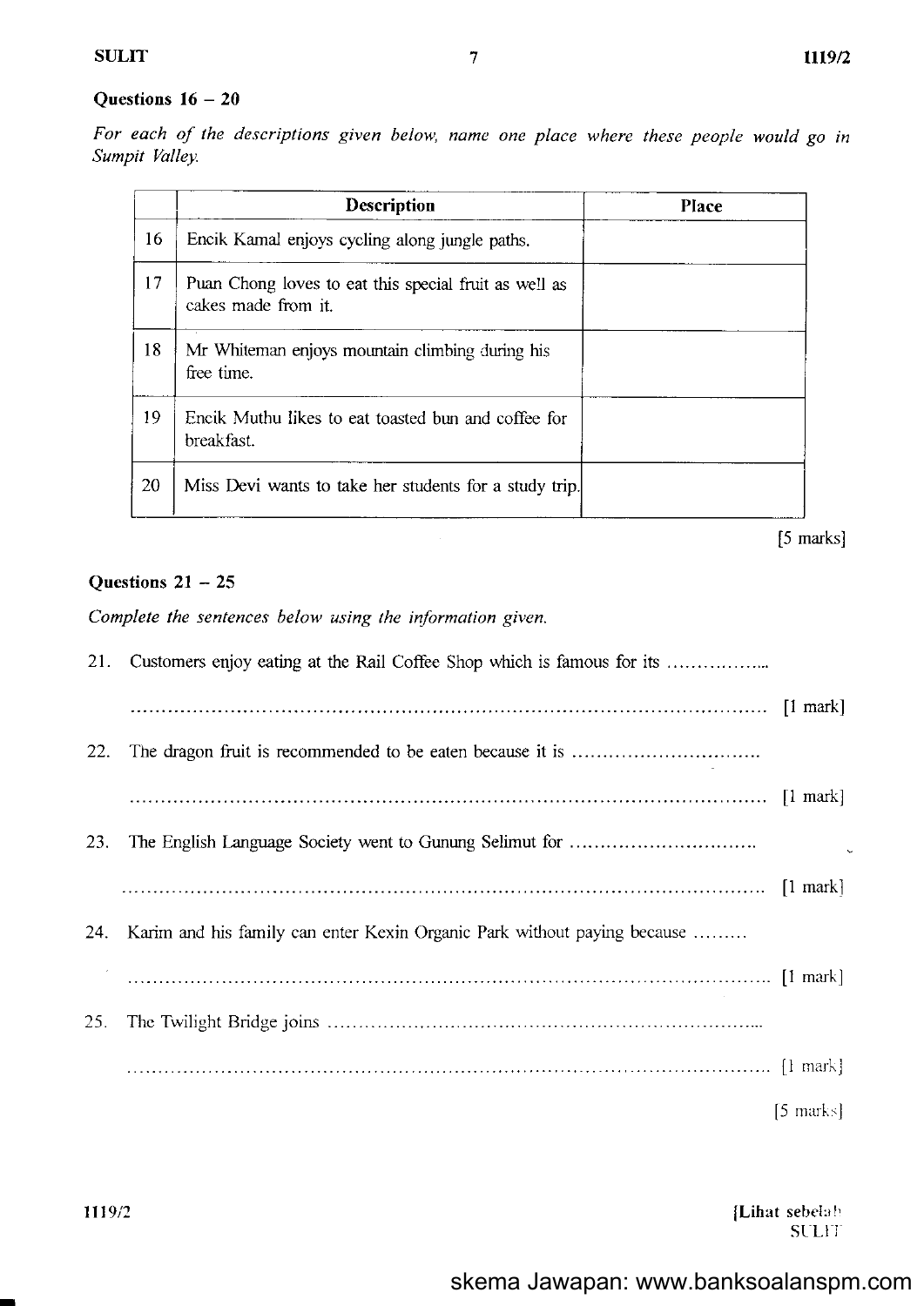**Questions 16 – 20**

*For each of the descriptions given below, name one place where these people would go in Sumpit Valley.*

| | Description | Place |
|---|---|---|
| 16 | Encik Kamal enjoys cycling along jungle paths. | |
| 17 | Puan Chong loves to eat this special fruit as well as cakes made from it. | |
| 18 | Mr Whiteman enjoys mountain climbing during his free time. | |
| 19 | Encik Muthu likes to eat toasted bun and coffee for breakfast. | |
| 20 | Miss Devi wants to take her students for a study trip. | |

[5 marks]

**Questions 21 – 25**

*Complete the sentences below using the information given.*

21. Customers enjoy eating at the Rail Coffee Shop which is famous for its ………………

……………………………………………………………………………………………… [1 mark]

22. The dragon fruit is recommended to be eaten because it is ……………………………

……………………………………………………………………………………………… [1 mark]

23. The English Language Society went to Gunung Selimut for …………………………

……………………………………………………………………………………………… [1 mark]

24. Karim and his family can enter Kexin Organic Park without paying because ………

……………………………………………………………………………………………… [1 mark]

25. The Twilight Bridge joins ……………………………………………………………

……………………………………………………………………………………………… [1 mark]

[5 marks]

skema Jawapan: www.banksoalanspm.com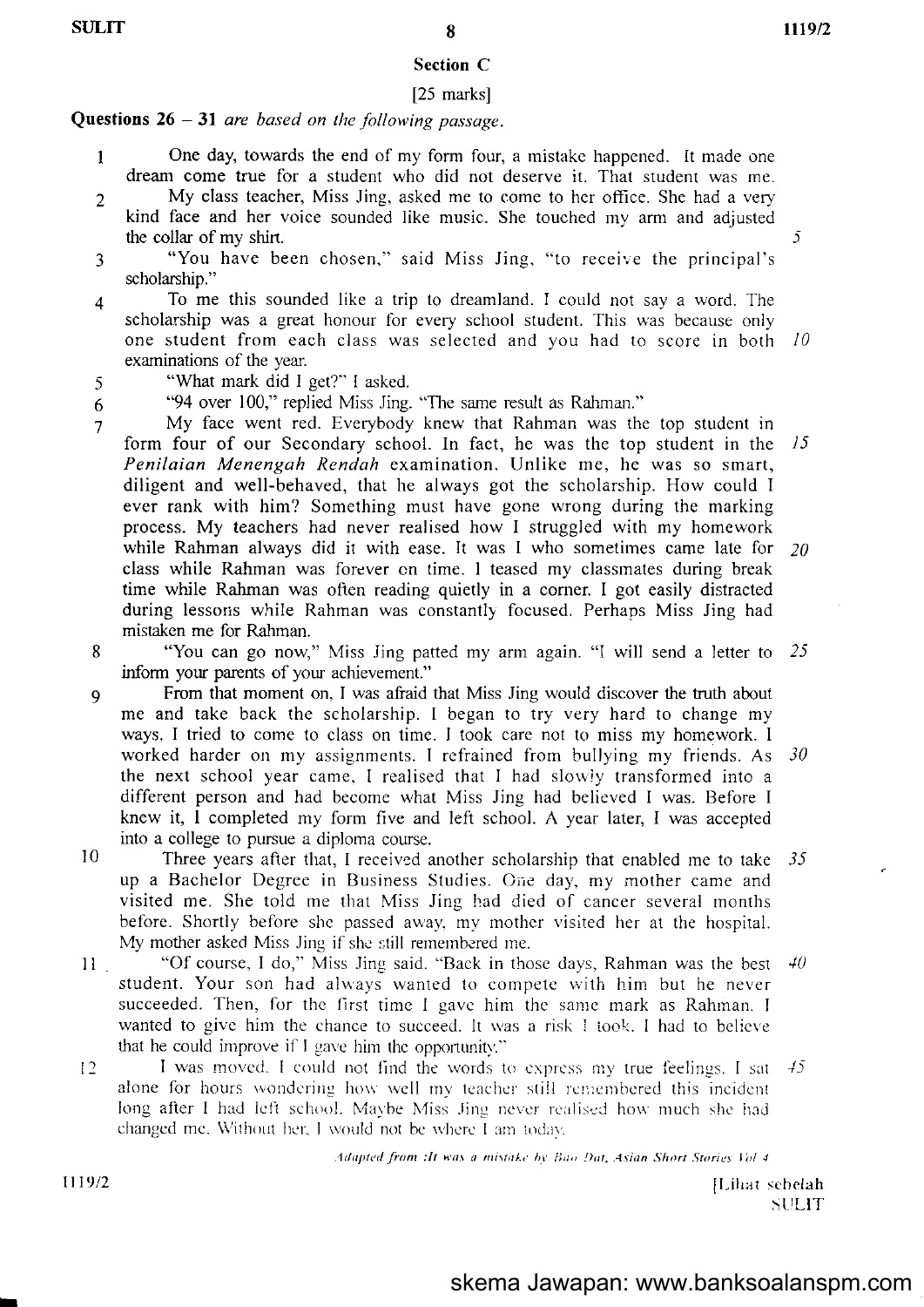## Section C

[25 marks]

**Questions 26 – 31** *are based on the following passage.*

1 One day, towards the end of my form four, a mistake happened. It made one dream come true for a student who did not deserve it. That student was me.

2 My class teacher, Miss Jing, asked me to come to her office. She had a very kind face and her voice sounded like music. She touched my arm and adjusted the collar of my shirt. *5*

3 "You have been chosen," said Miss Jing, "to receive the principal's scholarship."

4 To me this sounded like a trip to dreamland. I could not say a word. The scholarship was a great honour for every school student. This was because only one student from each class was selected and you had to score in both *10* examinations of the year.

5 "What mark did I get?" I asked.

6 "94 over 100," replied Miss Jing. "The same result as Rahman."

7 My face went red. Everybody knew that Rahman was the top student in form four of our Secondary school. In fact, he was the top student in the *15* *Penilaian Menengah Rendah* examination. Unlike me, he was so smart, diligent and well-behaved, that he always got the scholarship. How could I ever rank with him? Something must have gone wrong during the marking process. My teachers had never realised how I struggled with my homework while Rahman always did it with ease. It was I who sometimes came late for *20* class while Rahman was forever on time. I teased my classmates during break time while Rahman was often reading quietly in a corner. I got easily distracted during lessons while Rahman was constantly focused. Perhaps Miss Jing had mistaken me for Rahman.

8 "You can go now," Miss Jing patted my arm again. "I will send a letter to *25* inform your parents of your achievement."

9 From that moment on, I was afraid that Miss Jing would discover the truth about me and take back the scholarship. I began to try very hard to change my ways. I tried to come to class on time. I took care not to miss my homework. I worked harder on my assignments. I refrained from bullying my friends. As *30* the next school year came, I realised that I had slowly transformed into a different person and had become what Miss Jing had believed I was. Before I knew it, I completed my form five and left school. A year later, I was accepted into a college to pursue a diploma course.

10 Three years after that, I received another scholarship that enabled me to take *35* up a Bachelor Degree in Business Studies. One day, my mother came and visited me. She told me that Miss Jing had died of cancer several months before. Shortly before she passed away, my mother visited her at the hospital. My mother asked Miss Jing if she still remembered me.

11 "Of course, I do," Miss Jing said. "Back in those days, Rahman was the best *40* student. Your son had always wanted to compete with him but he never succeeded. Then, for the first time I gave him the same mark as Rahman. I wanted to give him the chance to succeed. It was a risk I took. I had to believe that he could improve if I gave him the opportunity."

12 I was moved. I could not find the words to express my true feelings. I sat *45* alone for hours wondering how well my teacher still remembered this incident long after I had left school. Maybe Miss Jing never realised how much she had changed me. Without her, I would not be where I am today.

*Adapted from : It was a mistake by Bao Dat, Asian Short Stories Vol 4*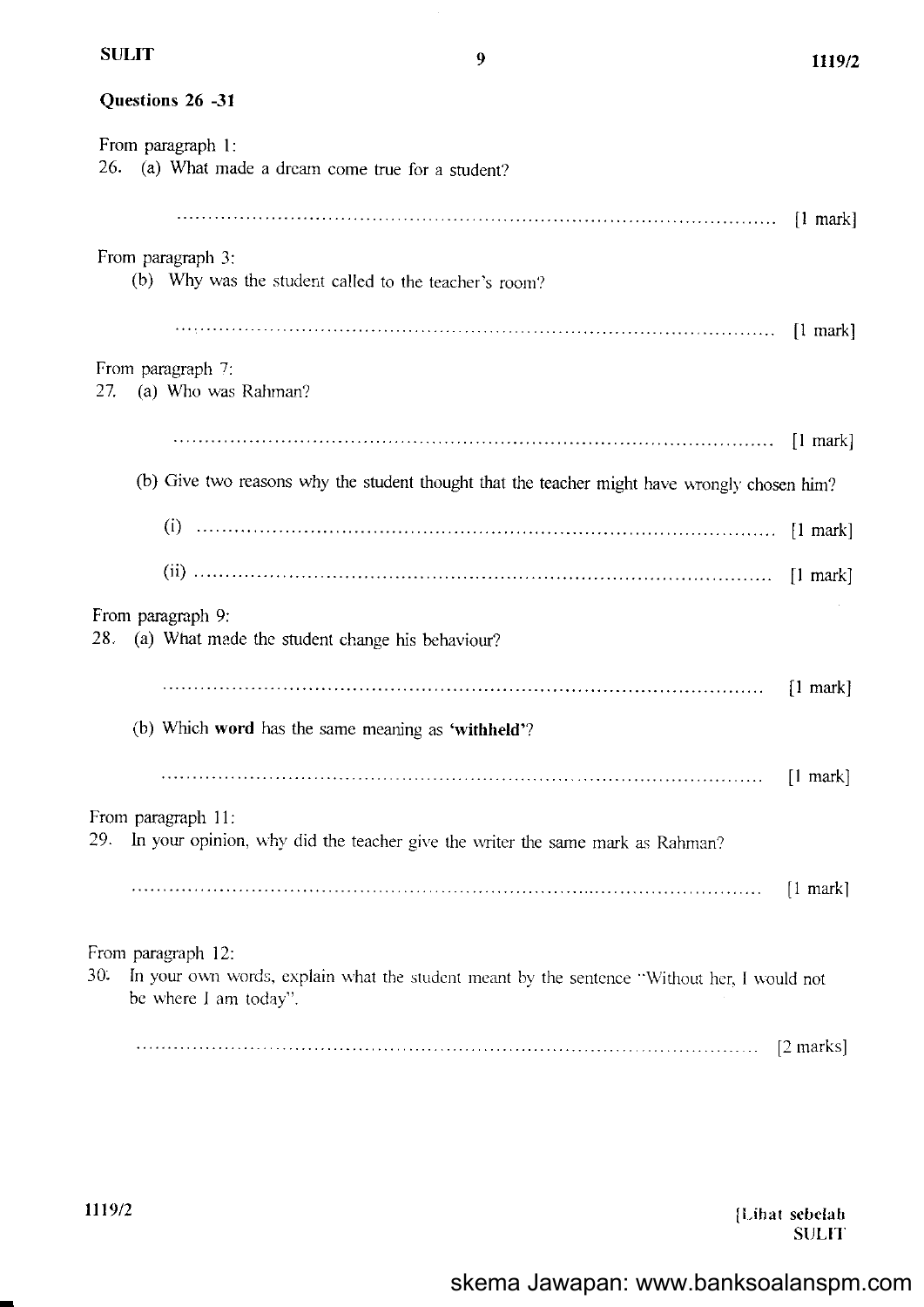**Questions 26 -31**

From paragraph 1:

26. (a) What made a dream come true for a student?

    ........................................................................................................ [1 mark]

From paragraph 3:

(b) Why was the student called to the teacher's room?

    ........................................................................................................ [1 mark]

From paragraph 7:

27. (a) Who was Rahman?

    ........................................................................................................ [1 mark]

    (b) Give two reasons why the student thought that the teacher might have wrongly chosen him?

    (i) ........................................................................................................ [1 mark]

    (ii) ........................................................................................................ [1 mark]

From paragraph 9:

28. (a) What made the student change his behaviour?

    ........................................................................................................ [1 mark]

    (b) Which **word** has the same meaning as **'withheld'**?

    ........................................................................................................ [1 mark]

From paragraph 11:

29. In your opinion, why did the teacher give the writer the same mark as Rahman?

    ........................................................................................................ [1 mark]

From paragraph 12:

30. In your own words, explain what the student meant by the sentence "Without her, I would not be where I am today".

    ........................................................................................................ [2 marks]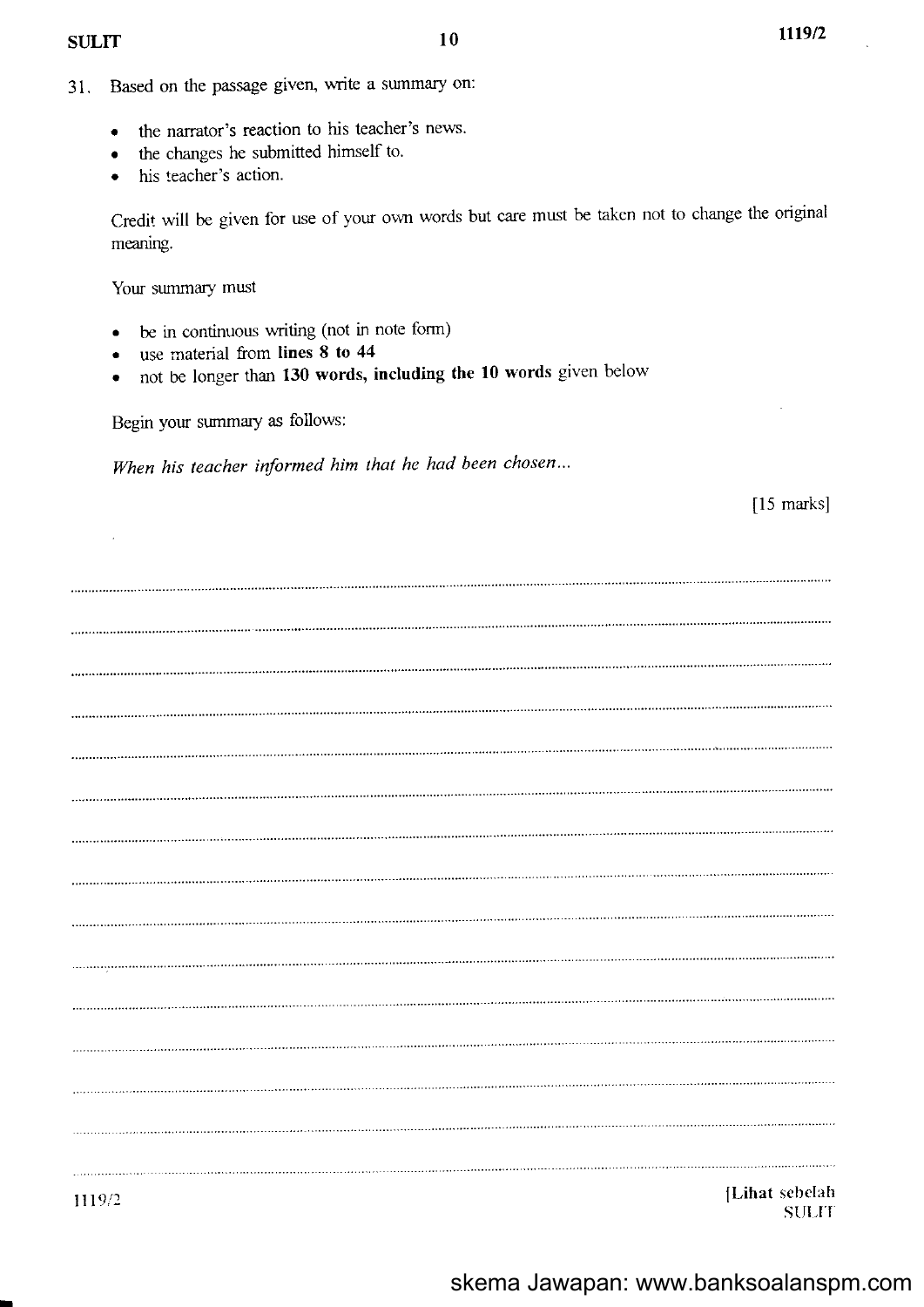31. Based on the passage given, write a summary on:

- the narrator's reaction to his teacher's news.
- the changes he submitted himself to.
- his teacher's action.

Credit will be given for use of your own words but care must be taken not to change the original meaning.

Your summary must

- be in continuous writing (not in note form)
- use material from **lines 8 to 44**
- not be longer than **130 words, including the 10 words** given below

Begin your summary as follows:

*When his teacher informed him that he had been chosen...*

[15 marks]

skema Jawapan: www.banksoalanspm.com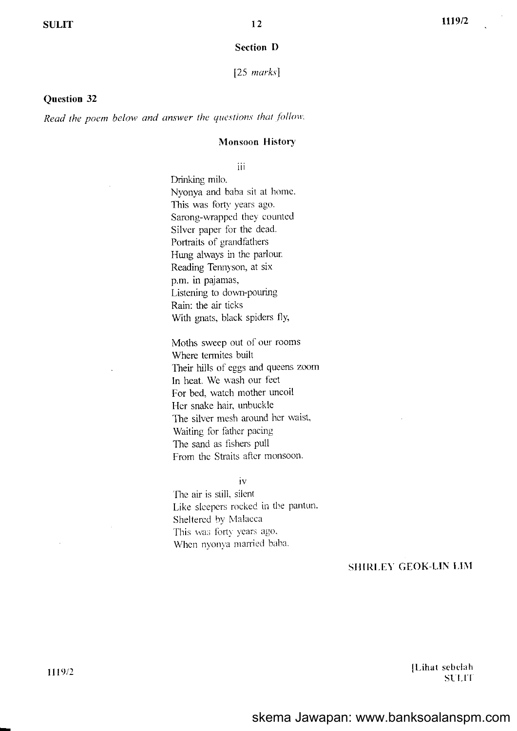## Section D

[25 *marks*]

### Question 32

*Read the poem below and answer the questions that follow.*

**Monsoon History**

iii

Drinking milo,
Nyonya and baba sit at home.
This was forty years ago.
Sarong-wrapped they counted
Silver paper for the dead.
Portraits of grandfathers
Hung always in the parlour.
Reading Tennyson, at six
p.m. in pajamas,
Listening to down-pouring
Rain: the air ticks
With gnats, black spiders fly,

Moths sweep out of our rooms
Where termites built
Their hills of eggs and queens zoom
In heat. We wash our feet
For bed, watch mother uncoil
Her snake hair, unbuckle
The silver mesh around her waist,
Waiting for father pacing
The sand as fishers pull
From the Straits after monsoon.

iv

The air is still, silent
Like sleepers rocked in the pantun.
Sheltered by Malacca
This was forty years ago.
When nyonya married baba.

SHIRLEY GEOK-LIN LIM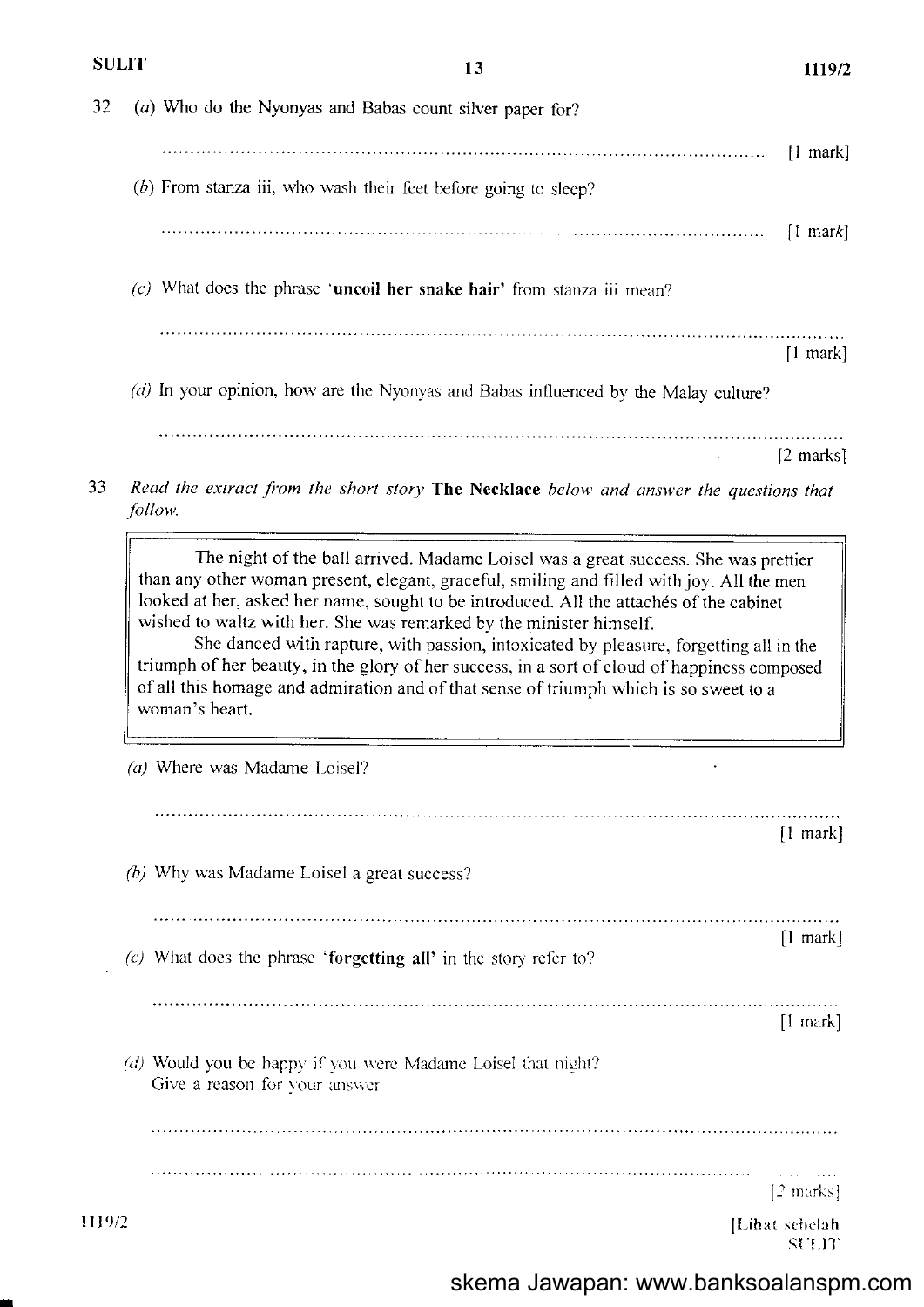32 (a) Who do the Nyonyas and Babas count silver paper for?

.................................................................................................... [1 mark]

(b) From stanza iii, who wash their feet before going to sleep?

.................................................................................................... [1 mark]

(c) What does the phrase '**uncoil her snake hair**' from stanza iii mean?

....................................................................................................

[1 mark]

(d) In your opinion, how are the Nyonyas and Babas influenced by the Malay culture?

....................................................................................................

[2 marks]

33 *Read the extract from the short story* **The Necklace** *below and answer the questions that follow.*

> The night of the ball arrived. Madame Loisel was a great success. She was prettier than any other woman present, elegant, graceful, smiling and filled with joy. All the men looked at her, asked her name, sought to be introduced. All the attachés of the cabinet wished to waltz with her. She was remarked by the minister himself.
>
> She danced with rapture, with passion, intoxicated by pleasure, forgetting all in the triumph of her beauty, in the glory of her success, in a sort of cloud of happiness composed of all this homage and admiration and of that sense of triumph which is so sweet to a woman's heart.

(a) Where was Madame Loisel?

....................................................................................................

[1 mark]

(b) Why was Madame Loisel a great success?

....................................................................................................

[1 mark]

(c) What does the phrase '**forgetting all**' in the story refer to?

....................................................................................................

[1 mark]

(d) Would you be happy if you were Madame Loisel that night?
Give a reason for your answer.

....................................................................................................

....................................................................................................

[2 marks]

skema Jawapan: www.banksoalanspm.com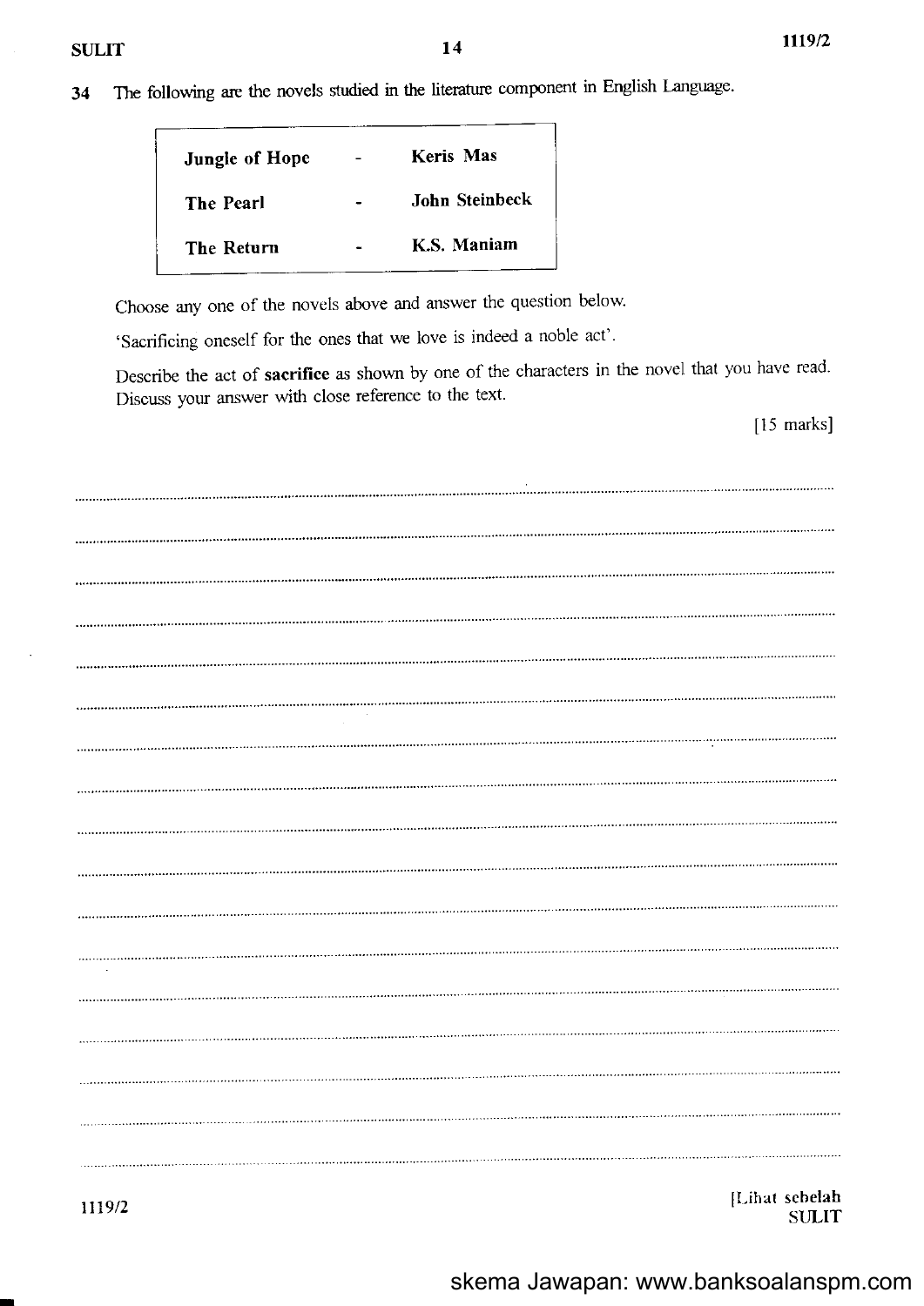34 The following are the novels studied in the literature component in English Language.

| | | |
|---|---|---|
| **Jungle of Hope** | - | **Keris Mas** |
| **The Pearl** | - | **John Steinbeck** |
| **The Return** | - | **K.S. Maniam** |

Choose any one of the novels above and answer the question below.

'Sacrificing oneself for the ones that we love is indeed a noble act'.

Describe the act of **sacrifice** as shown by one of the characters in the novel that you have read. Discuss your answer with close reference to the text.

[15 marks]

skema Jawapan: www.banksoalanspm.com